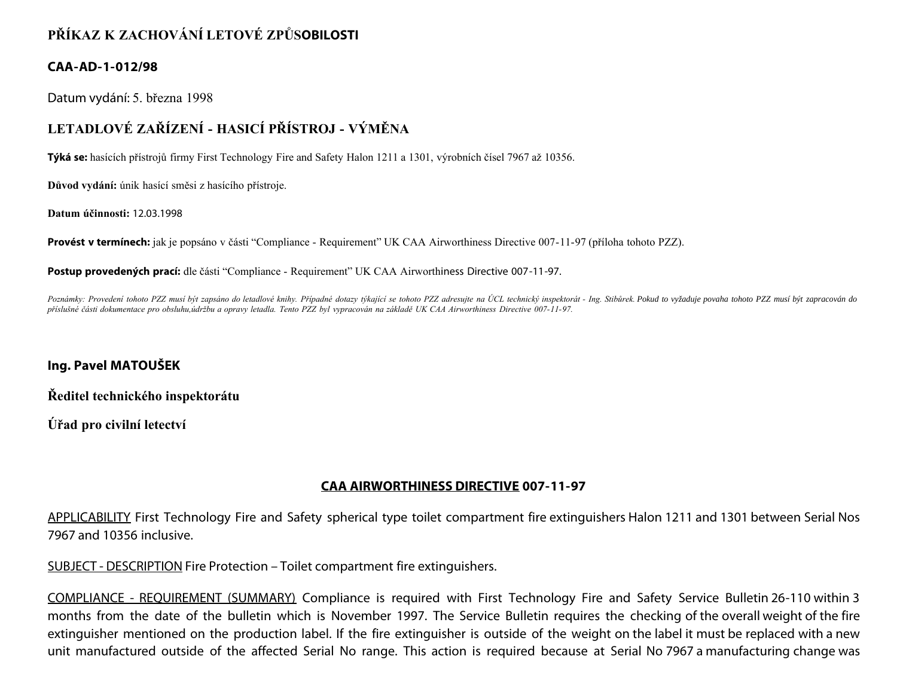**PŘÍKAZ K ZACHOVÁNÍ LETOVÉ ZPŮSOBILOSTI**

**CAA-AD-1-012/98**

Datum vydání: 5. března 1998

## LETADLOVÉ ZAŘÍZENÍ - HASICÍ PŘÍSTROJ - VÝMĚNA

**Týká se:** hasících přístrojů firmy First Technology Fire and Safety Halon 1211 a 1301, výrobních čísel 7967 až 10356.

**Důvod vydání:** únik hasící směsi z hasícího přístroje.

**Datum účinnosti:** 12.03.1998

**Provést v termínech:** jak je popsáno v části "Compliance - Requirement" UK CAA Airworthiness Directive 007-11-97 (příloha tohoto PZZ).

**Postup provedených prací:** dle části "Compliance - Requirement" UK CAA Airworthiness Directive 007-11-97.

*Poznámky: Provedení tohoto PZZ musí být zapsáno do letadlové knihy. Případné dotazy týkající se tohoto PZZ adresujte na ÚCL technický inspektorát - Ing. Stibůrek. Pokud to vyžaduje povaha tohoto PZZ musí být zapracován do příslušné části dokumentace pro obsluhu,údržbu a opravy letadla. Tento PZZ byl vypracován na základě UK CAA Airworthiness Directive 007-11-97.*

**Ing. Pavel MATOUŠEK**

**Ředitel technického inspektorátu**

**Úřad pro civilní letectví**

**CAA AIRWORTHINESS DIRECTIVE 007-11-97**

APPLICABILITY First Technology Fire and Safety spherical type toilet compartment fire extinguishers Halon 1211 and 1301 between Serial Nos 7967 and 10356 inclusive.

SUBJECT - DESCRIPTION Fire Protection – Toilet compartment fire extinguishers.

COMPLIANCE - REQUIREMENT (SUMMARY) Compliance is required with First Technology Fire and Safety Service Bulletin 26-110 within 3 months from the date of the bulletin which is November 1997. The Service Bulletin requires the checking of the overall weight of the fire extinguisher mentioned on the production label. If the fire extinguisher is outside of the weight on the label it must be replaced with a new unit manufactured outside of the affected Serial No range. This action is required because at Serial No 7967 a manufacturing change was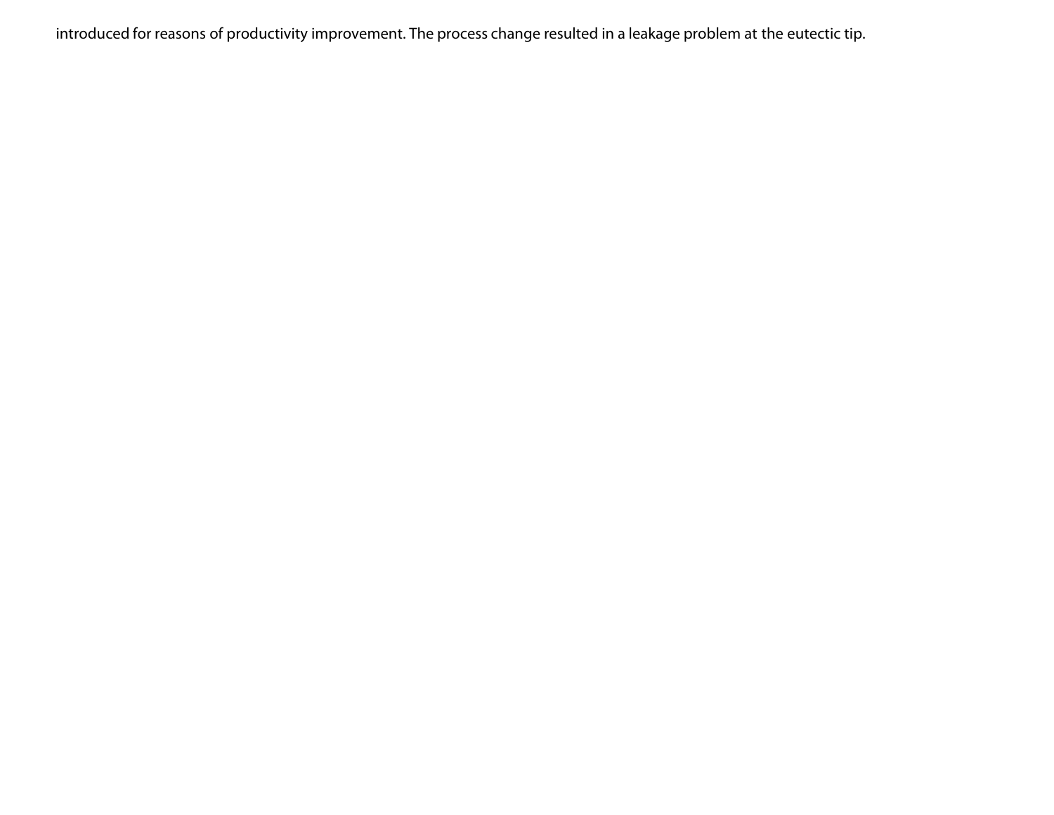introduced for reasons of productivity improvement. The process change resulted in a leakage problem at the eutectic tip.